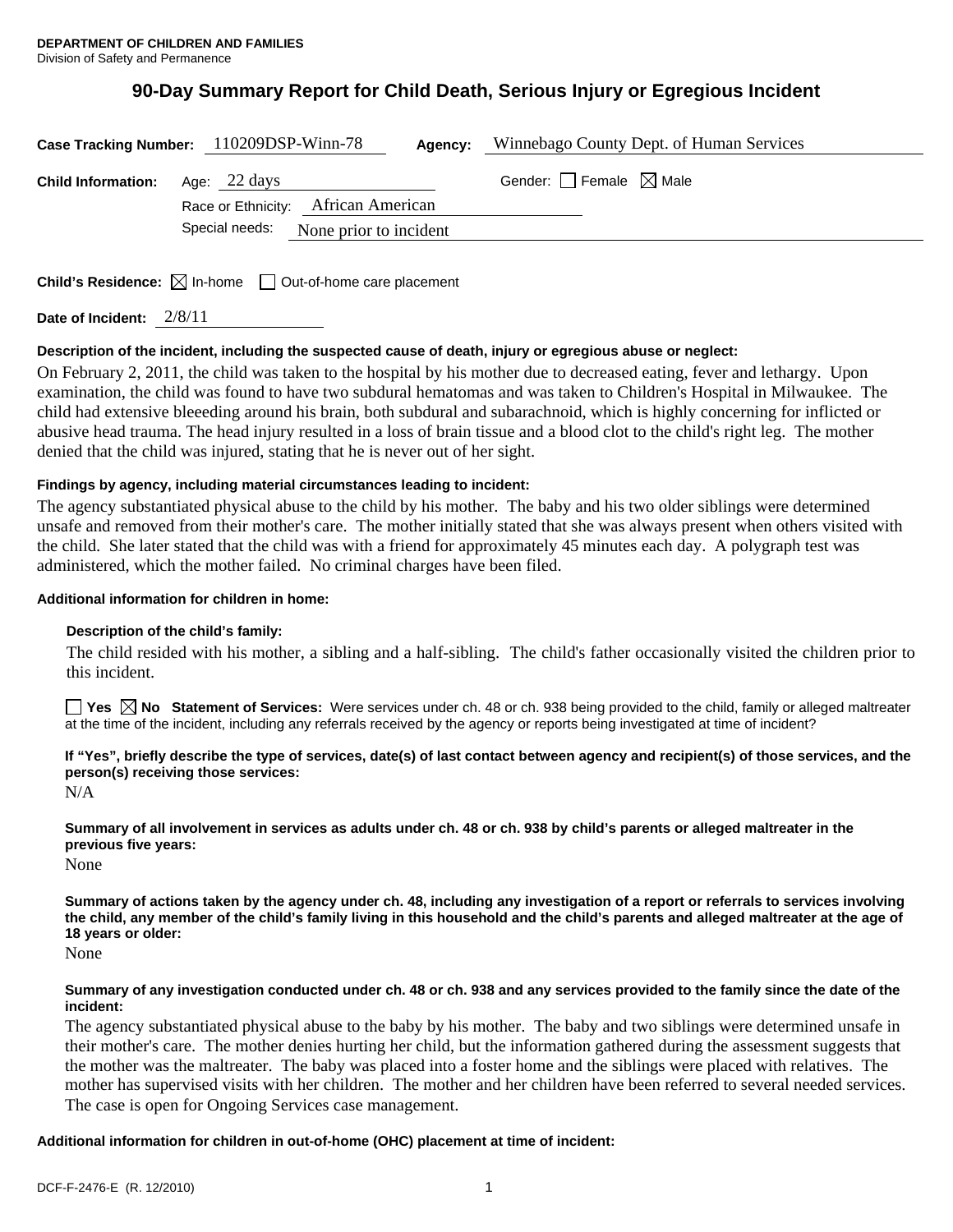**DEPARTMENT OF CHILDREN AND FAMILIES**
Division of Safety and Permanence

# 90-Day Summary Report for Child Death, Serious Injury or Egregious Incident

**Case Tracking Number:** 110209DSP-Winn-78 **Agency:** Winnebago County Dept. of Human Services

**Child Information:** Age: 22 days Gender: ☐ Female ☒ Male

Race or Ethnicity: African American

Special needs: None prior to incident

**Child's Residence:** ☒ In-home ☐ Out-of-home care placement

**Date of Incident:** 2/8/11

**Description of the incident, including the suspected cause of death, injury or egregious abuse or neglect:**

On February 2, 2011, the child was taken to the hospital by his mother due to decreased eating, fever and lethargy. Upon examination, the child was found to have two subdural hematomas and was taken to Children's Hospital in Milwaukee. The child had extensive bleeeding around his brain, both subdural and subarachnoid, which is highly concerning for inflicted or abusive head trauma. The head injury resulted in a loss of brain tissue and a blood clot to the child's right leg. The mother denied that the child was injured, stating that he is never out of her sight.

**Findings by agency, including material circumstances leading to incident:**

The agency substantiated physical abuse to the child by his mother. The baby and his two older siblings were determined unsafe and removed from their mother's care. The mother initially stated that she was always present when others visited with the child. She later stated that the child was with a friend for approximately 45 minutes each day. A polygraph test was administered, which the mother failed. No criminal charges have been filed.

**Additional information for children in home:**

**Description of the child's family:**

The child resided with his mother, a sibling and a half-sibling. The child's father occasionally visited the children prior to this incident.

☐ **Yes** ☒ **No** **Statement of Services:** Were services under ch. 48 or ch. 938 being provided to the child, family or alleged maltreater at the time of the incident, including any referrals received by the agency or reports being investigated at time of incident?

**If "Yes", briefly describe the type of services, date(s) of last contact between agency and recipient(s) of those services, and the person(s) receiving those services:**

N/A

**Summary of all involvement in services as adults under ch. 48 or ch. 938 by child's parents or alleged maltreater in the previous five years:**

None

**Summary of actions taken by the agency under ch. 48, including any investigation of a report or referrals to services involving the child, any member of the child's family living in this household and the child's parents and alleged maltreater at the age of 18 years or older:**

None

**Summary of any investigation conducted under ch. 48 or ch. 938 and any services provided to the family since the date of the incident:**

The agency substantiated physical abuse to the baby by his mother. The baby and two siblings were determined unsafe in their mother's care. The mother denies hurting her child, but the information gathered during the assessment suggests that the mother was the maltreater. The baby was placed into a foster home and the siblings were placed with relatives. The mother has supervised visits with her children. The mother and her children have been referred to several needed services. The case is open for Ongoing Services case management.

**Additional information for children in out-of-home (OHC) placement at time of incident:**

DCF-F-2476-E (R. 12/2010)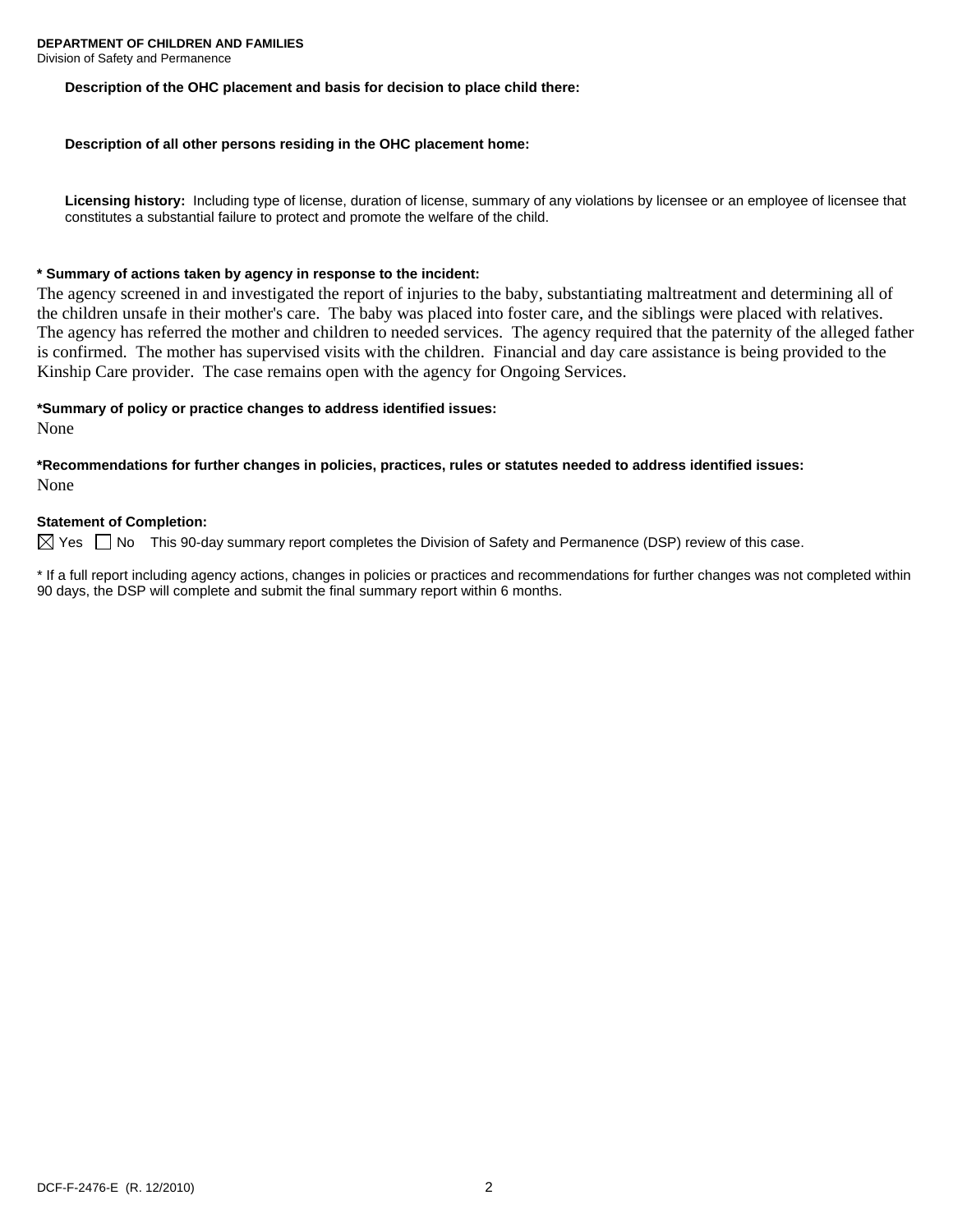**Description of the OHC placement and basis for decision to place child there:**

**Description of all other persons residing in the OHC placement home:**

**Licensing history:** Including type of license, duration of license, summary of any violations by licensee or an employee of licensee that constitutes a substantial failure to protect and promote the welfare of the child.

**\* Summary of actions taken by agency in response to the incident:**

The agency screened in and investigated the report of injuries to the baby, substantiating maltreatment and determining all of the children unsafe in their mother's care. The baby was placed into foster care, and the siblings were placed with relatives. The agency has referred the mother and children to needed services. The agency required that the paternity of the alleged father is confirmed. The mother has supervised visits with the children. Financial and day care assistance is being provided to the Kinship Care provider. The case remains open with the agency for Ongoing Services.

**\*Summary of policy or practice changes to address identified issues:**

None

**\*Recommendations for further changes in policies, practices, rules or statutes needed to address identified issues:**

None

**Statement of Completion:**

☒ Yes ☐ No This 90-day summary report completes the Division of Safety and Permanence (DSP) review of this case.

\* If a full report including agency actions, changes in policies or practices and recommendations for further changes was not completed within 90 days, the DSP will complete and submit the final summary report within 6 months.

DCF-F-2476-E (R. 12/2010)